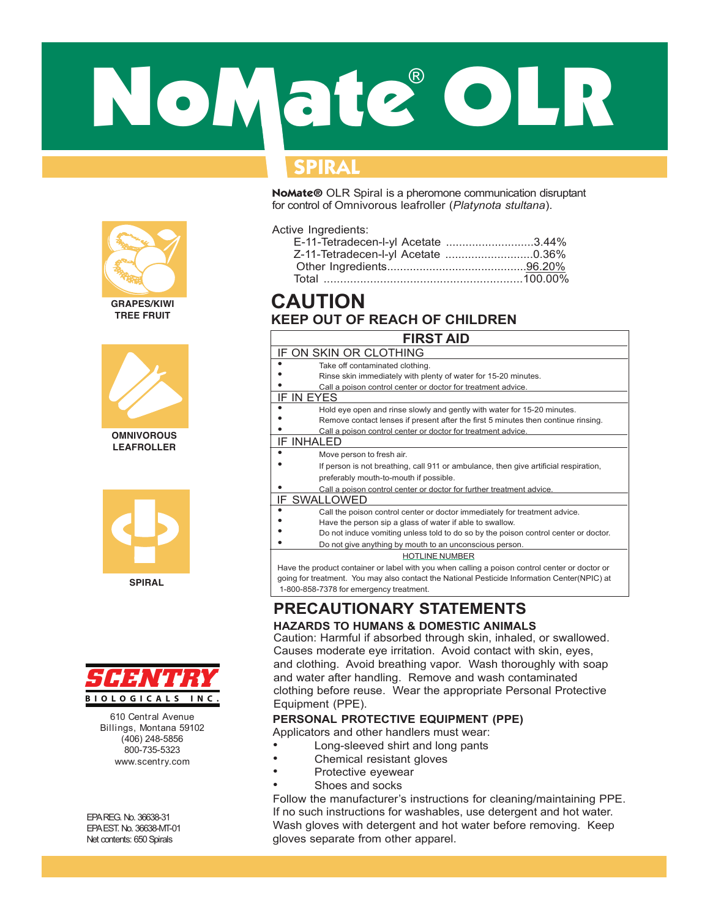# NoMate® OLR

## SPIRAL

GRAPES/KIWI
TREE FRUIT

OMNIVOROUS
LEAFROLLER

SPIRAL

**SCENTRY BIOLOGICALS INC.**

610 Central Avenue
Billings, Montana 59102
(406) 248-5856
800-735-5323
www.scentry.com

EPA REG. No. 36638-31
EPA EST. No. 36638-MT-01
Net contents: 650 Spirals

**NoMate®** OLR Spiral is a pheromone communication disruptant for control of Omnivorous leafroller (*Platynota stultana*).

Active Ingredients:

| | |
|---|---|
| E-11-Tetradecen-l-yl Acetate | 3.44% |
| Z-11-Tetradecen-l-yl Acetate | 0.36% |
| Other Ingredients | 96.20% |
| Total | 100.00% |

# CAUTION

## KEEP OUT OF REACH OF CHILDREN

### FIRST AID

**IF ON SKIN OR CLOTHING**

- Take off contaminated clothing.
- Rinse skin immediately with plenty of water for 15-20 minutes.
- Call a poison control center or doctor for treatment advice.

**IF IN EYES**

- Hold eye open and rinse slowly and gently with water for 15-20 minutes.
- Remove contact lenses if present after the first 5 minutes then continue rinsing.
- Call a poison control center or doctor for treatment advice.

**IF INHALED**

- Move person to fresh air.
- If person is not breathing, call 911 or ambulance, then give artificial respiration, preferably mouth-to-mouth if possible.
- Call a poison control center or doctor for further treatment advice.

**IF SWALLOWED**

- Call the poison control center or doctor immediately for treatment advice.
- Have the person sip a glass of water if able to swallow.
- Do not induce vomiting unless told to do so by the poison control center or doctor.
- Do not give anything by mouth to an unconscious person.

HOTLINE NUMBER

Have the product container or label with you when calling a poison control center or doctor or going for treatment. You may also contact the National Pesticide Information Center(NPIC) at 1-800-858-7378 for emergency treatment.

## PRECAUTIONARY STATEMENTS

### HAZARDS TO HUMANS & DOMESTIC ANIMALS

Caution: Harmful if absorbed through skin, inhaled, or swallowed. Causes moderate eye irritation. Avoid contact with skin, eyes, and clothing. Avoid breathing vapor. Wash thoroughly with soap and water after handling. Remove and wash contaminated clothing before reuse. Wear the appropriate Personal Protective Equipment (PPE).

### PERSONAL PROTECTIVE EQUIPMENT (PPE)

Applicators and other handlers must wear:

- Long-sleeved shirt and long pants
- Chemical resistant gloves
- Protective eyewear
- Shoes and socks

Follow the manufacturer's instructions for cleaning/maintaining PPE. If no such instructions for washables, use detergent and hot water. Wash gloves with detergent and hot water before removing. Keep gloves separate from other apparel.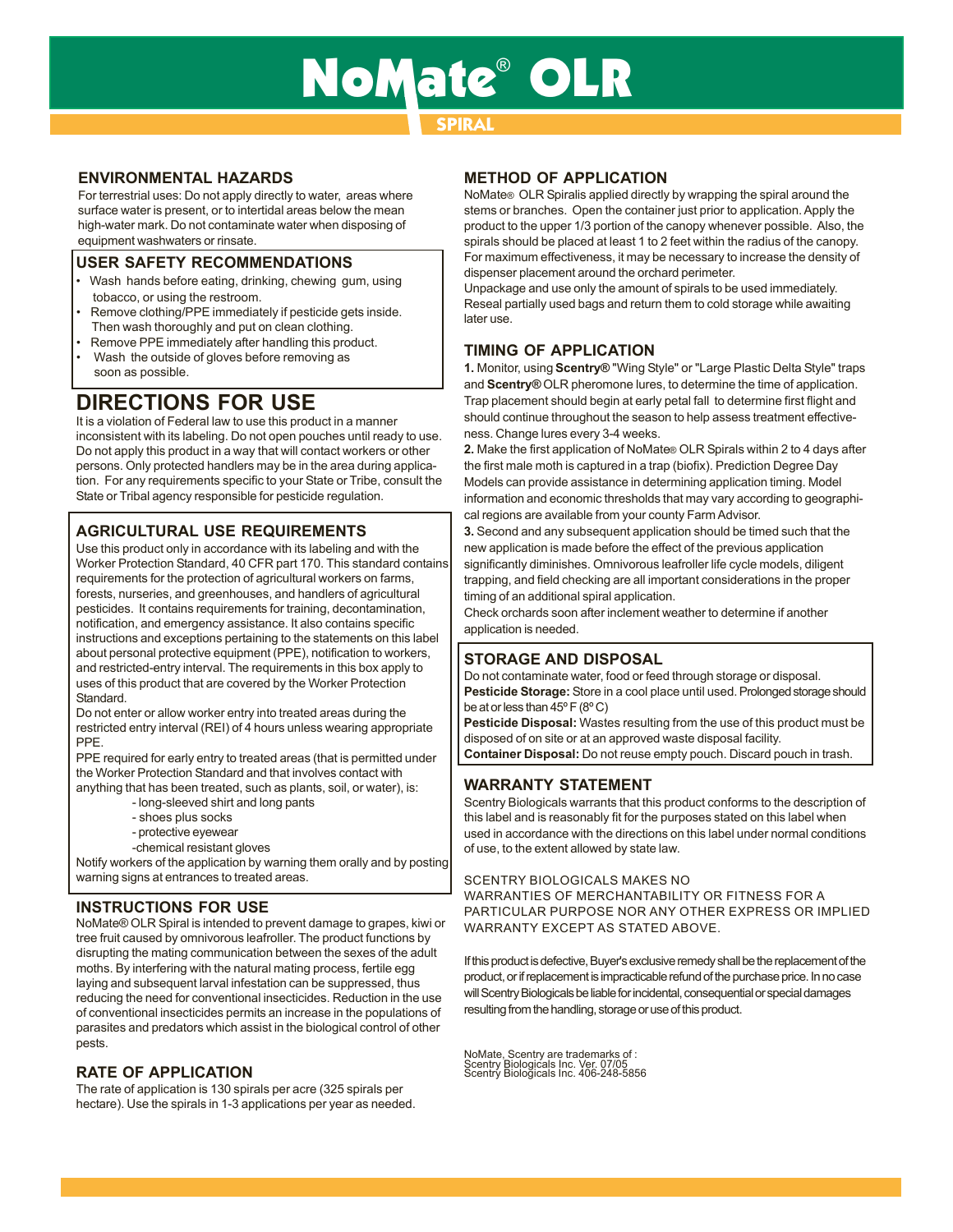# NoMate® OLR

SPIRAL

## ENVIRONMENTAL HAZARDS

For terrestrial uses: Do not apply directly to water, areas where surface water is present, or to intertidal areas below the mean high-water mark. Do not contaminate water when disposing of equipment washwaters or rinsate.

## USER SAFETY RECOMMENDATIONS

- Wash hands before eating, drinking, chewing gum, using tobacco, or using the restroom.
- Remove clothing/PPE immediately if pesticide gets inside. Then wash thoroughly and put on clean clothing.
- Remove PPE immediately after handling this product.
- Wash the outside of gloves before removing as soon as possible.

# DIRECTIONS FOR USE

It is a violation of Federal law to use this product in a manner inconsistent with its labeling. Do not open pouches until ready to use. Do not apply this product in a way that will contact workers or other persons. Only protected handlers may be in the area during application. For any requirements specific to your State or Tribe, consult the State or Tribal agency responsible for pesticide regulation.

## AGRICULTURAL USE REQUIREMENTS

Use this product only in accordance with its labeling and with the Worker Protection Standard, 40 CFR part 170. This standard contains requirements for the protection of agricultural workers on farms, forests, nurseries, and greenhouses, and handlers of agricultural pesticides. It contains requirements for training, decontamination, notification, and emergency assistance. It also contains specific instructions and exceptions pertaining to the statements on this label about personal protective equipment (PPE), notification to workers, and restricted-entry interval. The requirements in this box apply to uses of this product that are covered by the Worker Protection Standard.

Do not enter or allow worker entry into treated areas during the restricted entry interval (REI) of 4 hours unless wearing appropriate PPE.

PPE required for early entry to treated areas (that is permitted under the Worker Protection Standard and that involves contact with anything that has been treated, such as plants, soil, or water), is:

- long-sleeved shirt and long pants
- shoes plus socks
- protective eyewear
- chemical resistant gloves

Notify workers of the application by warning them orally and by posting warning signs at entrances to treated areas.

## INSTRUCTIONS FOR USE

NoMate® OLR Spiral is intended to prevent damage to grapes, kiwi or tree fruit caused by omnivorous leafroller. The product functions by disrupting the mating communication between the sexes of the adult moths. By interfering with the natural mating process, fertile egg laying and subsequent larval infestation can be suppressed, thus reducing the need for conventional insecticides. Reduction in the use of conventional insecticides permits an increase in the populations of parasites and predators which assist in the biological control of other pests.

## RATE OF APPLICATION

The rate of application is 130 spirals per acre (325 spirals per hectare). Use the spirals in 1-3 applications per year as needed.

## METHOD OF APPLICATION

NoMate® OLR Spiralis applied directly by wrapping the spiral around the stems or branches. Open the container just prior to application. Apply the product to the upper 1/3 portion of the canopy whenever possible. Also, the spirals should be placed at least 1 to 2 feet within the radius of the canopy. For maximum effectiveness, it may be necessary to increase the density of dispenser placement around the orchard perimeter.

Unpackage and use only the amount of spirals to be used immediately. Reseal partially used bags and return them to cold storage while awaiting later use.

## TIMING OF APPLICATION

**1.** Monitor, using **Scentry®** "Wing Style" or "Large Plastic Delta Style" traps and **Scentry®** OLR pheromone lures, to determine the time of application. Trap placement should begin at early petal fall to determine first flight and should continue throughout the season to help assess treatment effectiveness. Change lures every 3-4 weeks.

**2.** Make the first application of NoMate® OLR Spirals within 2 to 4 days after the first male moth is captured in a trap (biofix). Prediction Degree Day Models can provide assistance in determining application timing. Model information and economic thresholds that may vary according to geographical regions are available from your county Farm Advisor.

**3.** Second and any subsequent application should be timed such that the new application is made before the effect of the previous application significantly diminishes. Omnivorous leafroller life cycle models, diligent trapping, and field checking are all important considerations in the proper timing of an additional spiral application.

Check orchards soon after inclement weather to determine if another application is needed.

## STORAGE AND DISPOSAL

Do not contaminate water, food or feed through storage or disposal.

**Pesticide Storage:** Store in a cool place until used. Prolonged storage should be at or less than 45º F (8º C)

**Pesticide Disposal:** Wastes resulting from the use of this product must be disposed of on site or at an approved waste disposal facility.

**Container Disposal:** Do not reuse empty pouch. Discard pouch in trash.

## WARRANTY STATEMENT

Scentry Biologicals warrants that this product conforms to the description of this label and is reasonably fit for the purposes stated on this label when used in accordance with the directions on this label under normal conditions of use, to the extent allowed by state law.

SCENTRY BIOLOGICALS MAKES NO WARRANTIES OF MERCHANTABILITY OR FITNESS FOR A PARTICULAR PURPOSE NOR ANY OTHER EXPRESS OR IMPLIED WARRANTY EXCEPT AS STATED ABOVE.

If this product is defective, Buyer's exclusive remedy shall be the replacement of the product, or if replacement is impracticable refund of the purchase price. In no case will Scentry Biologicals be liable for incidental, consequential or special damages resulting from the handling, storage or use of this product.

NoMate, Scentry are trademarks of :
Scentry Biologicals Inc. Ver. 07/05
Scentry Biologicals Inc. 406-248-5856